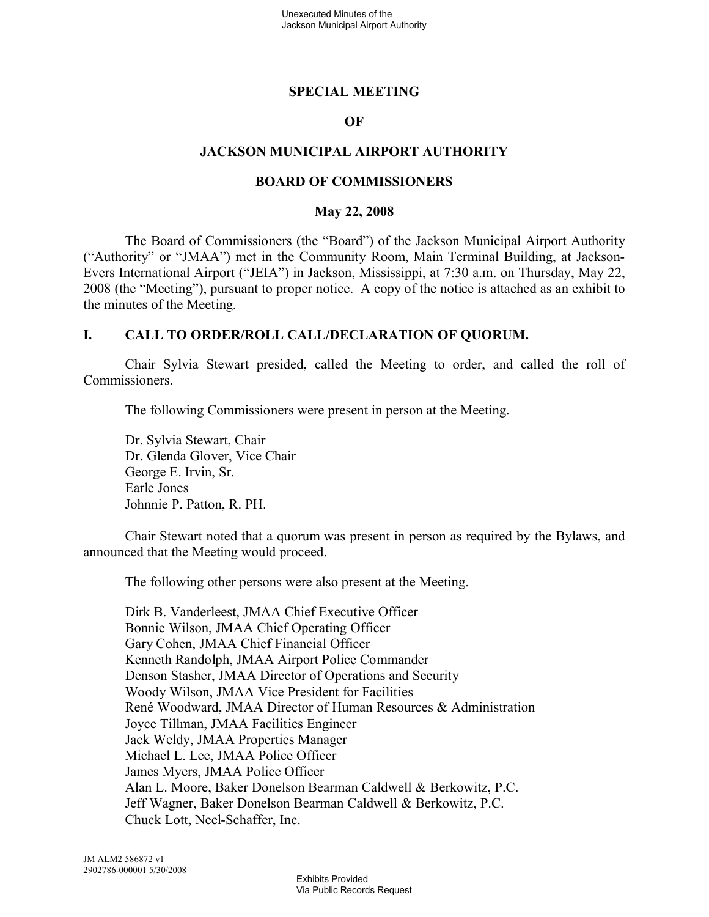# SPECIAL MEETING

# OF

# JACKSON MUNICIPAL AIRPORT AUTHORITY

# BOARD OF COMMISSIONERS

# May 22, 2008

The Board of Commissioners (the "Board") of the Jackson Municipal Airport Authority ("Authority" or "JMAA") met in the Community Room, Main Terminal Building, at Jackson-Evers International Airport ("JEIA") in Jackson, Mississippi, at 7:30 a.m. on Thursday, May 22, 2008 (the "Meeting"), pursuant to proper notice. A copy of the notice is attached as an exhibit to the minutes of the Meeting.

## I. CALL TO ORDER/ROLL CALL/DECLARATION OF QUORUM.

Chair Sylvia Stewart presided, called the Meeting to order, and called the roll of Commissioners.

The following Commissioners were present in person at the Meeting.

Dr. Sylvia Stewart, Chair
Dr. Glenda Glover, Vice Chair
George E. Irvin, Sr.
Earle Jones
Johnnie P. Patton, R. PH.

Chair Stewart noted that a quorum was present in person as required by the Bylaws, and announced that the Meeting would proceed.

The following other persons were also present at the Meeting.

Dirk B. Vanderleest, JMAA Chief Executive Officer
Bonnie Wilson, JMAA Chief Operating Officer
Gary Cohen, JMAA Chief Financial Officer
Kenneth Randolph, JMAA Airport Police Commander
Denson Stasher, JMAA Director of Operations and Security
Woody Wilson, JMAA Vice President for Facilities
René Woodward, JMAA Director of Human Resources & Administration
Joyce Tillman, JMAA Facilities Engineer
Jack Weldy, JMAA Properties Manager
Michael L. Lee, JMAA Police Officer
James Myers, JMAA Police Officer
Alan L. Moore, Baker Donelson Bearman Caldwell & Berkowitz, P.C.
Jeff Wagner, Baker Donelson Bearman Caldwell & Berkowitz, P.C.
Chuck Lott, Neel-Schaffer, Inc.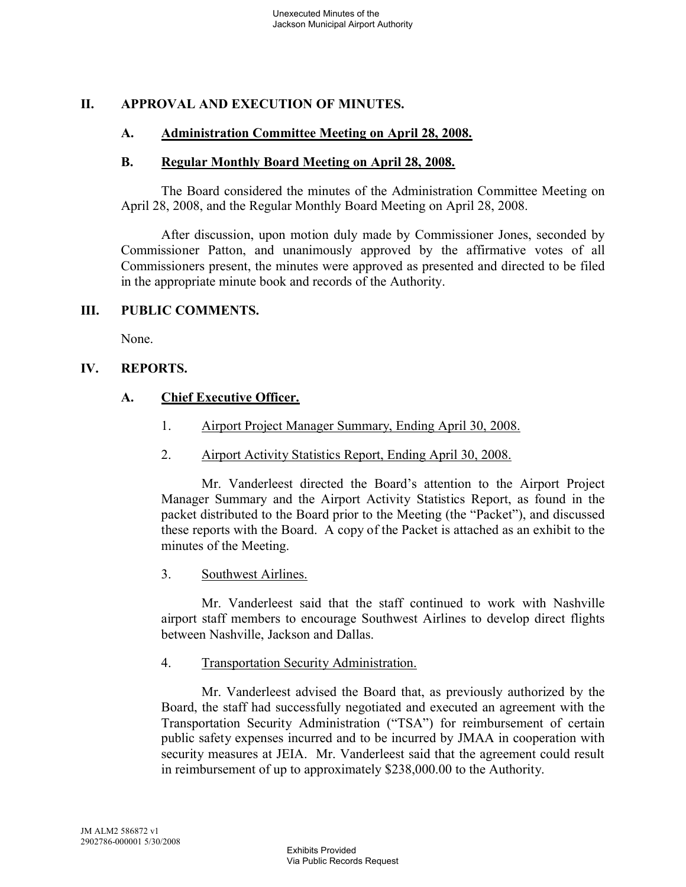## II. APPROVAL AND EXECUTION OF MINUTES.

### A. Administration Committee Meeting on April 28, 2008.

### B. Regular Monthly Board Meeting on April 28, 2008.

The Board considered the minutes of the Administration Committee Meeting on April 28, 2008, and the Regular Monthly Board Meeting on April 28, 2008.

After discussion, upon motion duly made by Commissioner Jones, seconded by Commissioner Patton, and unanimously approved by the affirmative votes of all Commissioners present, the minutes were approved as presented and directed to be filed in the appropriate minute book and records of the Authority.

## III. PUBLIC COMMENTS.

None.

## IV. REPORTS.

### A. Chief Executive Officer.

1. Airport Project Manager Summary, Ending April 30, 2008.

2. Airport Activity Statistics Report, Ending April 30, 2008.

Mr. Vanderleest directed the Board's attention to the Airport Project Manager Summary and the Airport Activity Statistics Report, as found in the packet distributed to the Board prior to the Meeting (the "Packet"), and discussed these reports with the Board. A copy of the Packet is attached as an exhibit to the minutes of the Meeting.

3. Southwest Airlines.

Mr. Vanderleest said that the staff continued to work with Nashville airport staff members to encourage Southwest Airlines to develop direct flights between Nashville, Jackson and Dallas.

4. Transportation Security Administration.

Mr. Vanderleest advised the Board that, as previously authorized by the Board, the staff had successfully negotiated and executed an agreement with the Transportation Security Administration ("TSA") for reimbursement of certain public safety expenses incurred and to be incurred by JMAA in cooperation with security measures at JEIA. Mr. Vanderleest said that the agreement could result in reimbursement of up to approximately $238,000.00 to the Authority.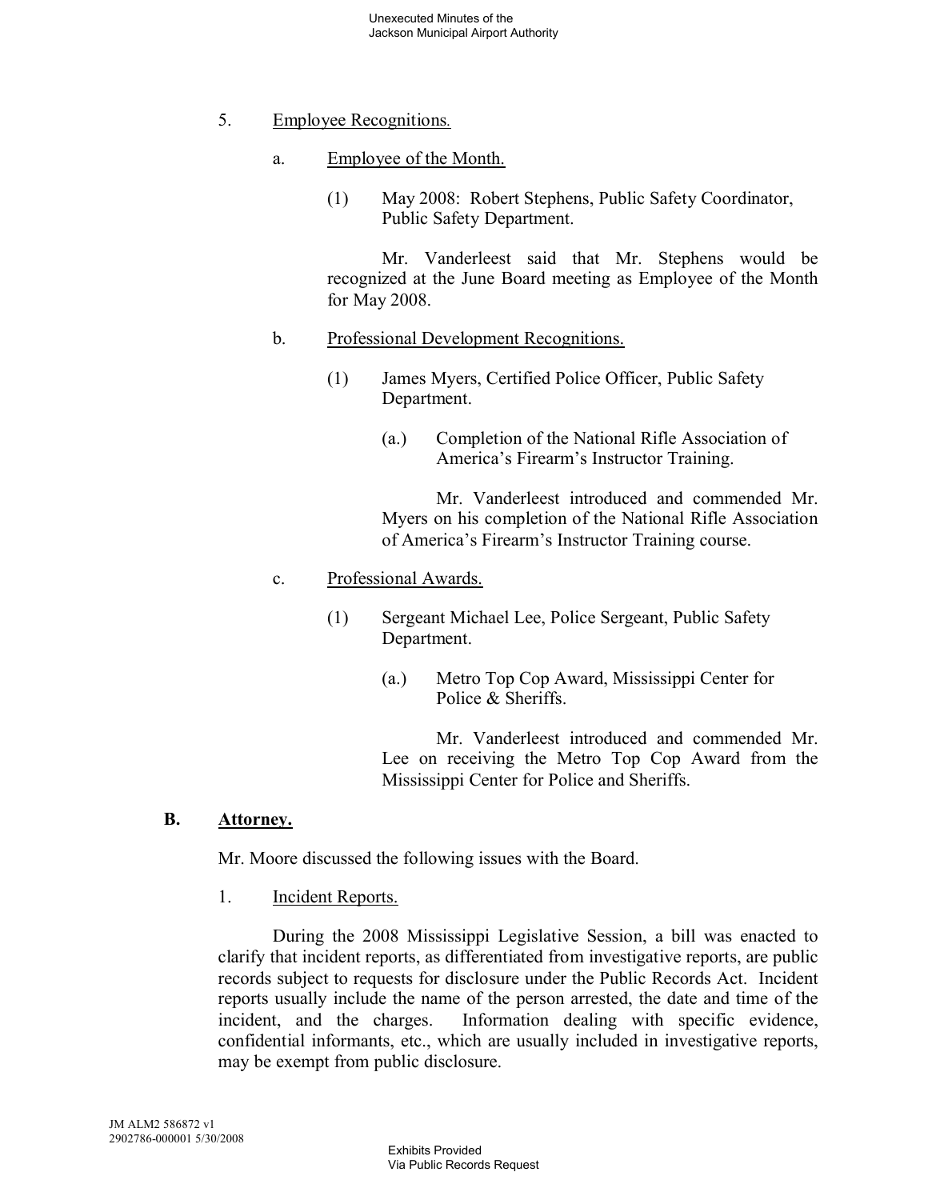5. Employee Recognitions.

a. Employee of the Month.

(1) May 2008: Robert Stephens, Public Safety Coordinator, Public Safety Department.

Mr. Vanderleest said that Mr. Stephens would be recognized at the June Board meeting as Employee of the Month for May 2008.

b. Professional Development Recognitions.

(1) James Myers, Certified Police Officer, Public Safety Department.

(a.) Completion of the National Rifle Association of America's Firearm's Instructor Training.

Mr. Vanderleest introduced and commended Mr. Myers on his completion of the National Rifle Association of America's Firearm's Instructor Training course.

c. Professional Awards.

(1) Sergeant Michael Lee, Police Sergeant, Public Safety Department.

(a.) Metro Top Cop Award, Mississippi Center for Police & Sheriffs.

Mr. Vanderleest introduced and commended Mr. Lee on receiving the Metro Top Cop Award from the Mississippi Center for Police and Sheriffs.

## B. Attorney.

Mr. Moore discussed the following issues with the Board.

1. Incident Reports.

During the 2008 Mississippi Legislative Session, a bill was enacted to clarify that incident reports, as differentiated from investigative reports, are public records subject to requests for disclosure under the Public Records Act. Incident reports usually include the name of the person arrested, the date and time of the incident, and the charges. Information dealing with specific evidence, confidential informants, etc., which are usually included in investigative reports, may be exempt from public disclosure.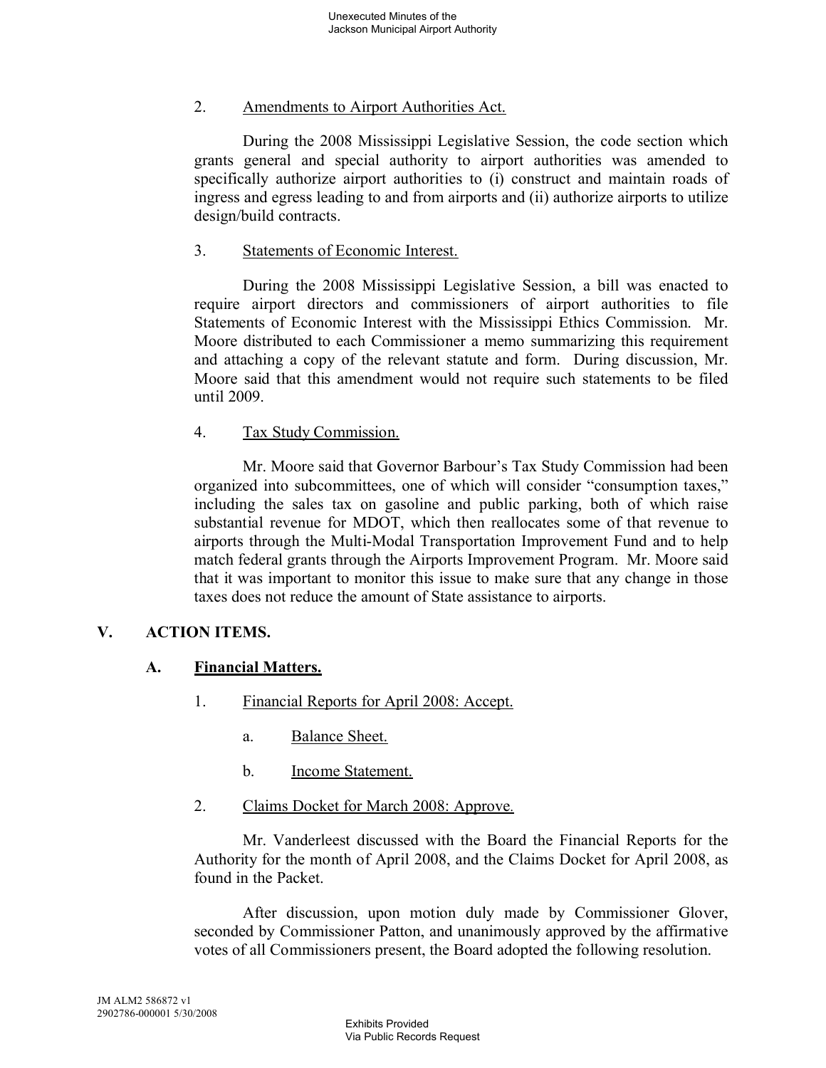2. Amendments to Airport Authorities Act.

During the 2008 Mississippi Legislative Session, the code section which grants general and special authority to airport authorities was amended to specifically authorize airport authorities to (i) construct and maintain roads of ingress and egress leading to and from airports and (ii) authorize airports to utilize design/build contracts.

3. Statements of Economic Interest.

During the 2008 Mississippi Legislative Session, a bill was enacted to require airport directors and commissioners of airport authorities to file Statements of Economic Interest with the Mississippi Ethics Commission. Mr. Moore distributed to each Commissioner a memo summarizing this requirement and attaching a copy of the relevant statute and form. During discussion, Mr. Moore said that this amendment would not require such statements to be filed until 2009.

4. Tax Study Commission.

Mr. Moore said that Governor Barbour's Tax Study Commission had been organized into subcommittees, one of which will consider "consumption taxes," including the sales tax on gasoline and public parking, both of which raise substantial revenue for MDOT, which then reallocates some of that revenue to airports through the Multi-Modal Transportation Improvement Fund and to help match federal grants through the Airports Improvement Program. Mr. Moore said that it was important to monitor this issue to make sure that any change in those taxes does not reduce the amount of State assistance to airports.

## V. ACTION ITEMS.

### A. Financial Matters.

1. Financial Reports for April 2008: Accept.

   a. Balance Sheet.

   b. Income Statement.

2. Claims Docket for March 2008: Approve.

Mr. Vanderleest discussed with the Board the Financial Reports for the Authority for the month of April 2008, and the Claims Docket for April 2008, as found in the Packet.

After discussion, upon motion duly made by Commissioner Glover, seconded by Commissioner Patton, and unanimously approved by the affirmative votes of all Commissioners present, the Board adopted the following resolution.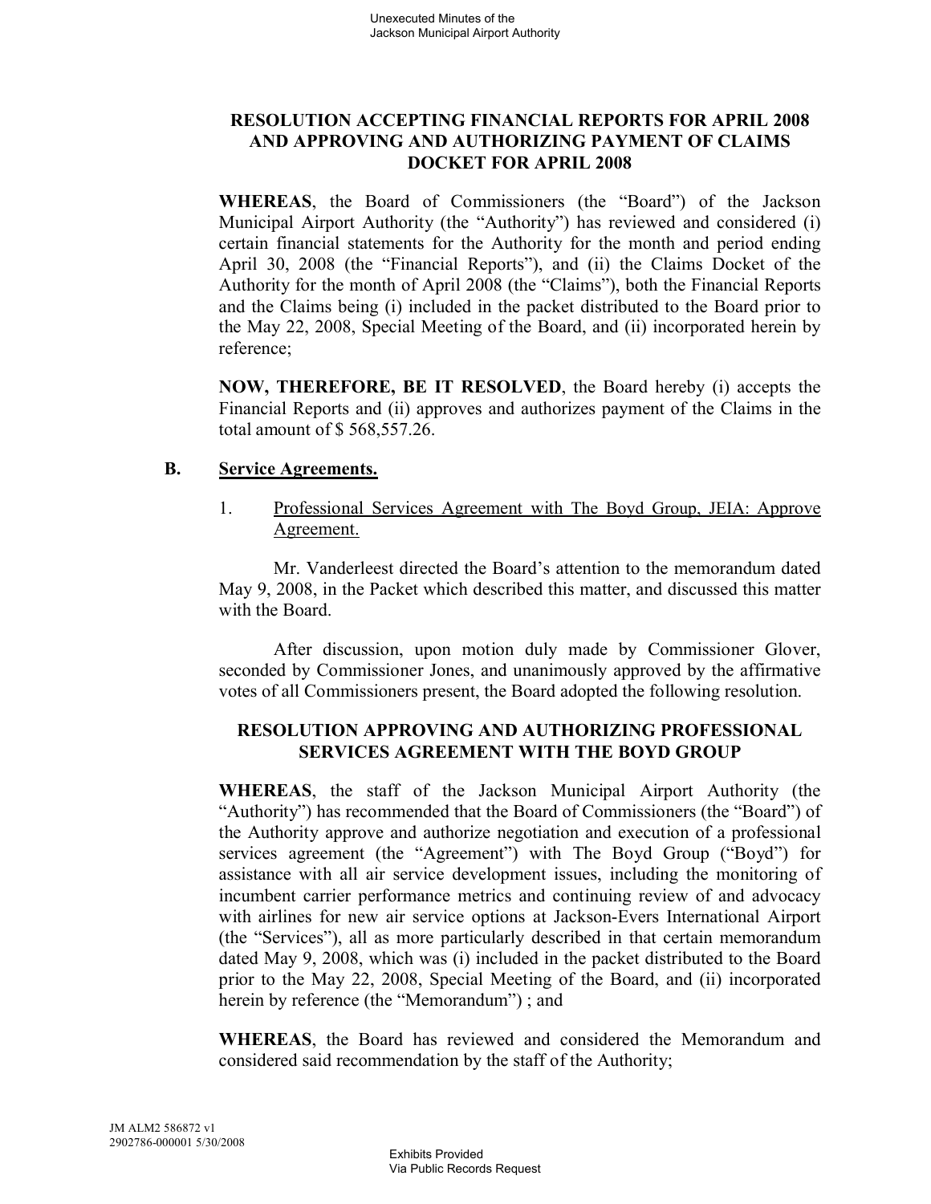**RESOLUTION ACCEPTING FINANCIAL REPORTS FOR APRIL 2008 AND APPROVING AND AUTHORIZING PAYMENT OF CLAIMS DOCKET FOR APRIL 2008**

**WHEREAS**, the Board of Commissioners (the "Board") of the Jackson Municipal Airport Authority (the "Authority") has reviewed and considered (i) certain financial statements for the Authority for the month and period ending April 30, 2008 (the "Financial Reports"), and (ii) the Claims Docket of the Authority for the month of April 2008 (the "Claims"), both the Financial Reports and the Claims being (i) included in the packet distributed to the Board prior to the May 22, 2008, Special Meeting of the Board, and (ii) incorporated herein by reference;

**NOW, THEREFORE, BE IT RESOLVED**, the Board hereby (i) accepts the Financial Reports and (ii) approves and authorizes payment of the Claims in the total amount of $ 568,557.26.

**B. Service Agreements.**

1. Professional Services Agreement with The Boyd Group, JEIA: Approve Agreement.

Mr. Vanderleest directed the Board's attention to the memorandum dated May 9, 2008, in the Packet which described this matter, and discussed this matter with the Board.

After discussion, upon motion duly made by Commissioner Glover, seconded by Commissioner Jones, and unanimously approved by the affirmative votes of all Commissioners present, the Board adopted the following resolution.

**RESOLUTION APPROVING AND AUTHORIZING PROFESSIONAL SERVICES AGREEMENT WITH THE BOYD GROUP**

**WHEREAS**, the staff of the Jackson Municipal Airport Authority (the "Authority") has recommended that the Board of Commissioners (the "Board") of the Authority approve and authorize negotiation and execution of a professional services agreement (the "Agreement") with The Boyd Group ("Boyd") for assistance with all air service development issues, including the monitoring of incumbent carrier performance metrics and continuing review of and advocacy with airlines for new air service options at Jackson-Evers International Airport (the "Services"), all as more particularly described in that certain memorandum dated May 9, 2008, which was (i) included in the packet distributed to the Board prior to the May 22, 2008, Special Meeting of the Board, and (ii) incorporated herein by reference (the "Memorandum") ; and

**WHEREAS**, the Board has reviewed and considered the Memorandum and considered said recommendation by the staff of the Authority;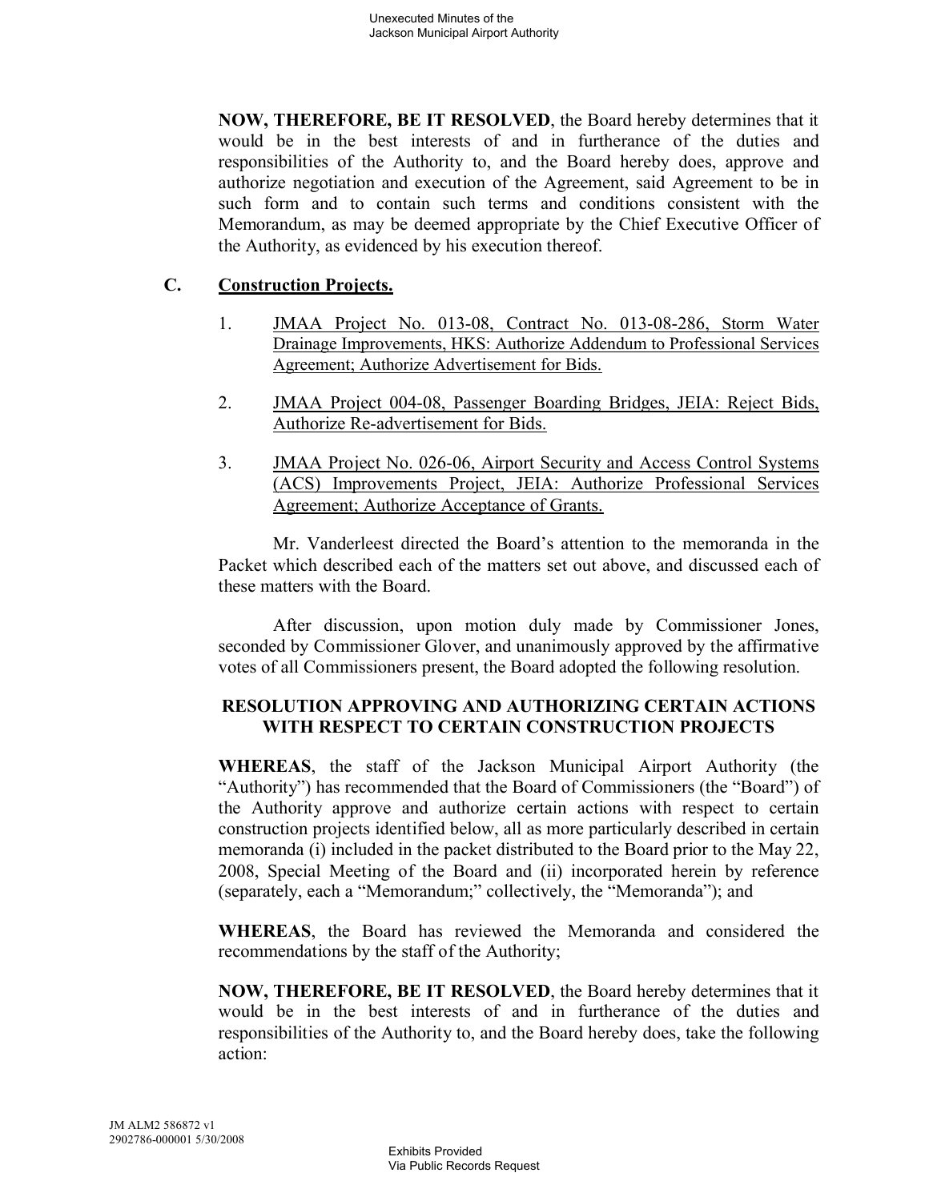**NOW, THEREFORE, BE IT RESOLVED**, the Board hereby determines that it would be in the best interests of and in furtherance of the duties and responsibilities of the Authority to, and the Board hereby does, approve and authorize negotiation and execution of the Agreement, said Agreement to be in such form and to contain such terms and conditions consistent with the Memorandum, as may be deemed appropriate by the Chief Executive Officer of the Authority, as evidenced by his execution thereof.

## C. Construction Projects.

1. JMAA Project No. 013-08, Contract No. 013-08-286, Storm Water Drainage Improvements, HKS: Authorize Addendum to Professional Services Agreement; Authorize Advertisement for Bids.

2. JMAA Project 004-08, Passenger Boarding Bridges, JEIA: Reject Bids, Authorize Re-advertisement for Bids.

3. JMAA Project No. 026-06, Airport Security and Access Control Systems (ACS) Improvements Project, JEIA: Authorize Professional Services Agreement; Authorize Acceptance of Grants.

Mr. Vanderleest directed the Board's attention to the memoranda in the Packet which described each of the matters set out above, and discussed each of these matters with the Board.

After discussion, upon motion duly made by Commissioner Jones, seconded by Commissioner Glover, and unanimously approved by the affirmative votes of all Commissioners present, the Board adopted the following resolution.

**RESOLUTION APPROVING AND AUTHORIZING CERTAIN ACTIONS WITH RESPECT TO CERTAIN CONSTRUCTION PROJECTS**

**WHEREAS**, the staff of the Jackson Municipal Airport Authority (the "Authority") has recommended that the Board of Commissioners (the "Board") of the Authority approve and authorize certain actions with respect to certain construction projects identified below, all as more particularly described in certain memoranda (i) included in the packet distributed to the Board prior to the May 22, 2008, Special Meeting of the Board and (ii) incorporated herein by reference (separately, each a "Memorandum;" collectively, the "Memoranda"); and

**WHEREAS**, the Board has reviewed the Memoranda and considered the recommendations by the staff of the Authority;

**NOW, THEREFORE, BE IT RESOLVED**, the Board hereby determines that it would be in the best interests of and in furtherance of the duties and responsibilities of the Authority to, and the Board hereby does, take the following action: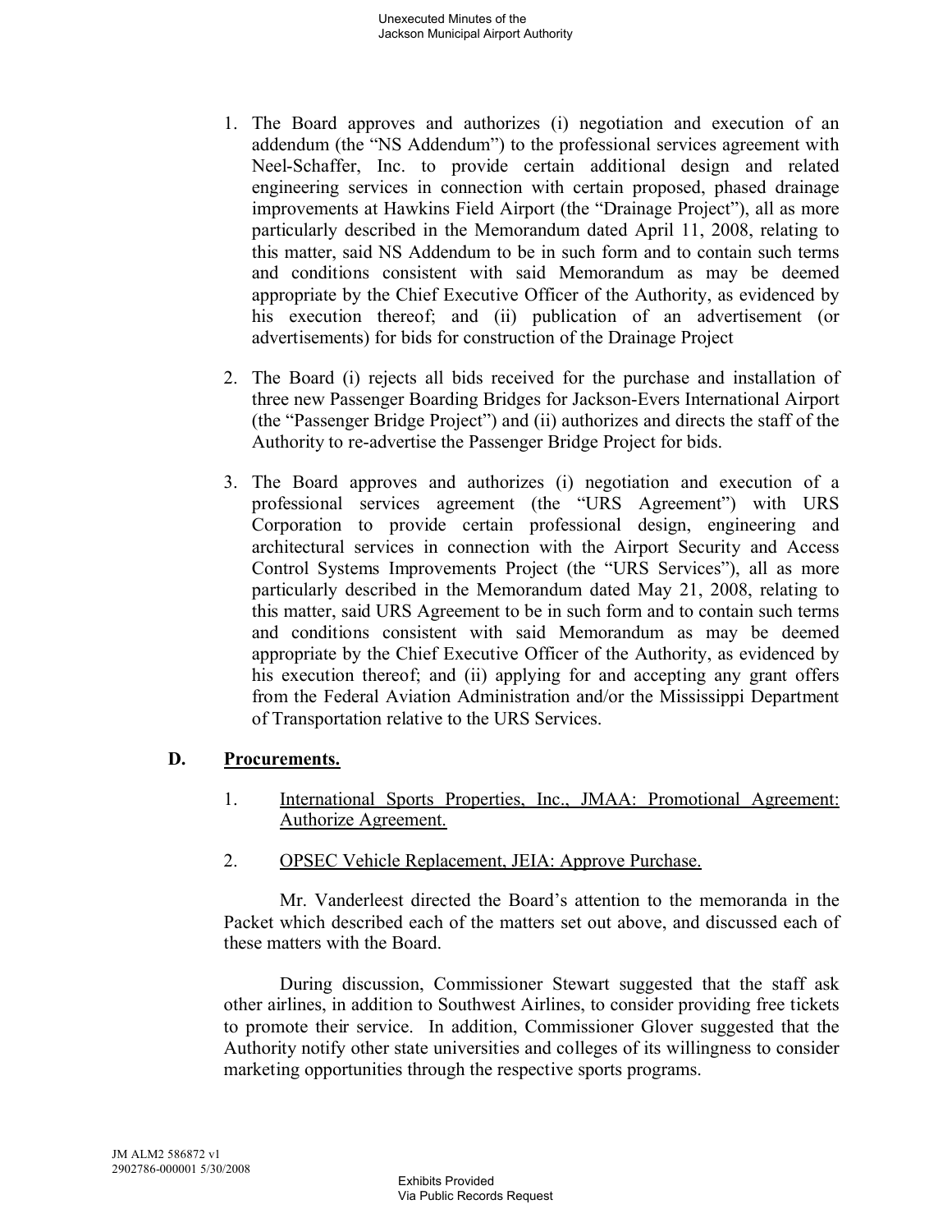1. The Board approves and authorizes (i) negotiation and execution of an addendum (the "NS Addendum") to the professional services agreement with Neel-Schaffer, Inc. to provide certain additional design and related engineering services in connection with certain proposed, phased drainage improvements at Hawkins Field Airport (the "Drainage Project"), all as more particularly described in the Memorandum dated April 11, 2008, relating to this matter, said NS Addendum to be in such form and to contain such terms and conditions consistent with said Memorandum as may be deemed appropriate by the Chief Executive Officer of the Authority, as evidenced by his execution thereof; and (ii) publication of an advertisement (or advertisements) for bids for construction of the Drainage Project

2. The Board (i) rejects all bids received for the purchase and installation of three new Passenger Boarding Bridges for Jackson-Evers International Airport (the "Passenger Bridge Project") and (ii) authorizes and directs the staff of the Authority to re-advertise the Passenger Bridge Project for bids.

3. The Board approves and authorizes (i) negotiation and execution of a professional services agreement (the "URS Agreement") with URS Corporation to provide certain professional design, engineering and architectural services in connection with the Airport Security and Access Control Systems Improvements Project (the "URS Services"), all as more particularly described in the Memorandum dated May 21, 2008, relating to this matter, said URS Agreement to be in such form and to contain such terms and conditions consistent with said Memorandum as may be deemed appropriate by the Chief Executive Officer of the Authority, as evidenced by his execution thereof; and (ii) applying for and accepting any grant offers from the Federal Aviation Administration and/or the Mississippi Department of Transportation relative to the URS Services.

### D. <u>Procurements.</u>

1. <u>International Sports Properties, Inc., JMAA: Promotional Agreement: Authorize Agreement.</u>

2. <u>OPSEC Vehicle Replacement, JEIA: Approve Purchase.</u>

Mr. Vanderleest directed the Board's attention to the memoranda in the Packet which described each of the matters set out above, and discussed each of these matters with the Board.

During discussion, Commissioner Stewart suggested that the staff ask other airlines, in addition to Southwest Airlines, to consider providing free tickets to promote their service. In addition, Commissioner Glover suggested that the Authority notify other state universities and colleges of its willingness to consider marketing opportunities through the respective sports programs.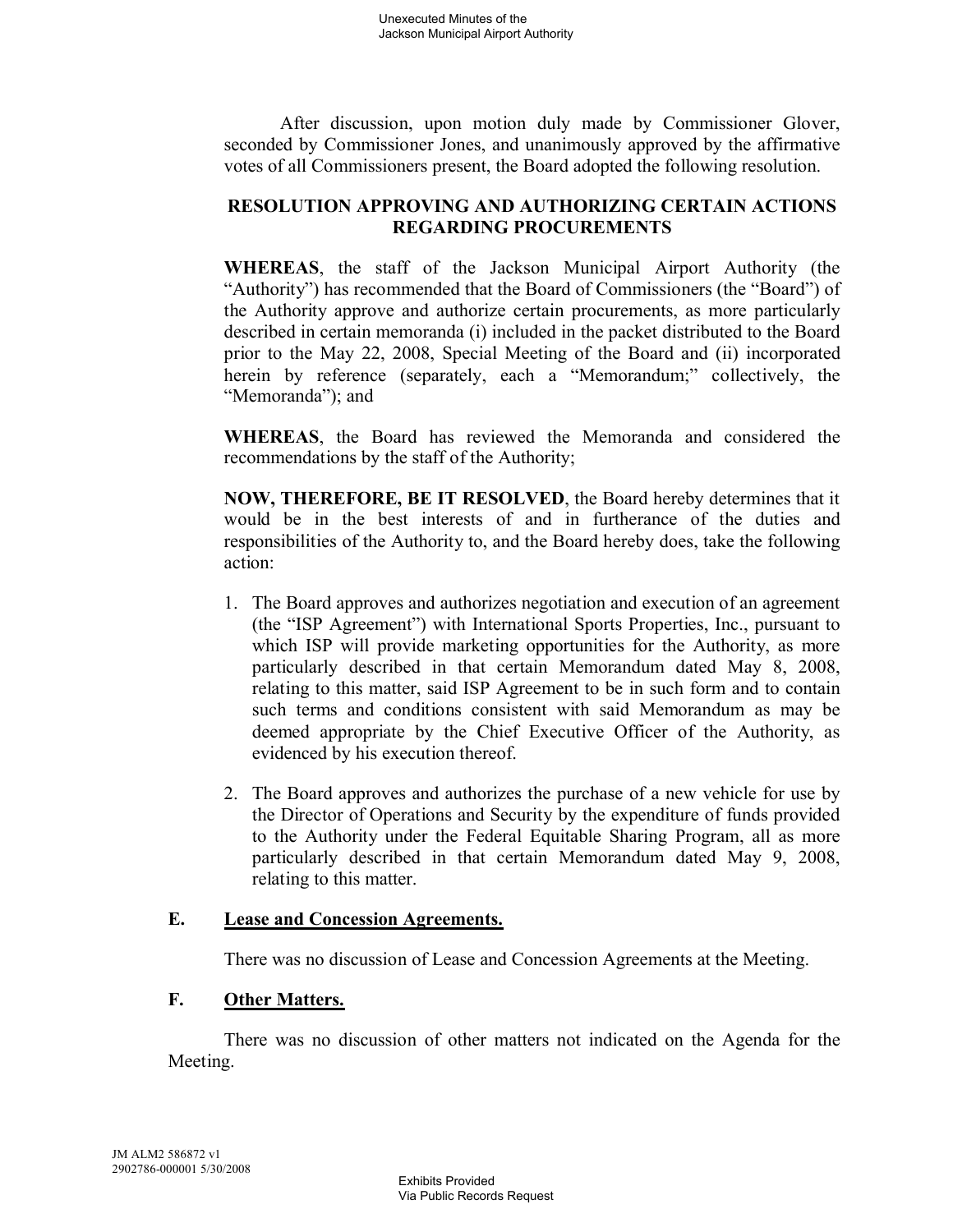After discussion, upon motion duly made by Commissioner Glover, seconded by Commissioner Jones, and unanimously approved by the affirmative votes of all Commissioners present, the Board adopted the following resolution.

**RESOLUTION APPROVING AND AUTHORIZING CERTAIN ACTIONS REGARDING PROCUREMENTS**

**WHEREAS**, the staff of the Jackson Municipal Airport Authority (the "Authority") has recommended that the Board of Commissioners (the "Board") of the Authority approve and authorize certain procurements, as more particularly described in certain memoranda (i) included in the packet distributed to the Board prior to the May 22, 2008, Special Meeting of the Board and (ii) incorporated herein by reference (separately, each a "Memorandum;" collectively, the "Memoranda"); and

**WHEREAS**, the Board has reviewed the Memoranda and considered the recommendations by the staff of the Authority;

**NOW, THEREFORE, BE IT RESOLVED**, the Board hereby determines that it would be in the best interests of and in furtherance of the duties and responsibilities of the Authority to, and the Board hereby does, take the following action:

1. The Board approves and authorizes negotiation and execution of an agreement (the "ISP Agreement") with International Sports Properties, Inc., pursuant to which ISP will provide marketing opportunities for the Authority, as more particularly described in that certain Memorandum dated May 8, 2008, relating to this matter, said ISP Agreement to be in such form and to contain such terms and conditions consistent with said Memorandum as may be deemed appropriate by the Chief Executive Officer of the Authority, as evidenced by his execution thereof.

2. The Board approves and authorizes the purchase of a new vehicle for use by the Director of Operations and Security by the expenditure of funds provided to the Authority under the Federal Equitable Sharing Program, all as more particularly described in that certain Memorandum dated May 9, 2008, relating to this matter.

**E. <u>Lease and Concession Agreements.</u>**

There was no discussion of Lease and Concession Agreements at the Meeting.

**F. <u>Other Matters.</u>**

There was no discussion of other matters not indicated on the Agenda for the Meeting.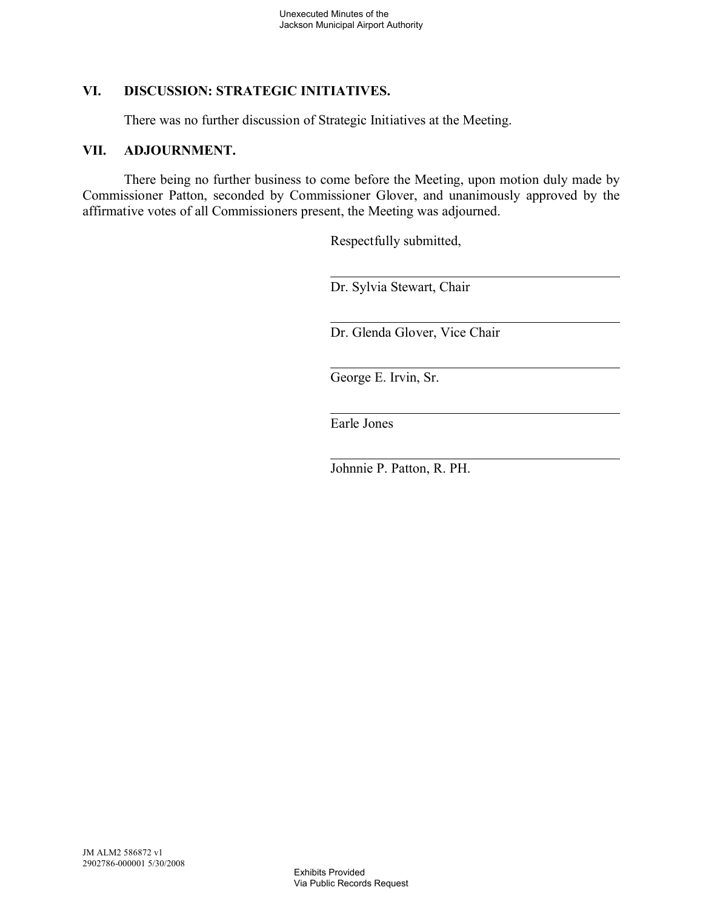## VI. DISCUSSION: STRATEGIC INITIATIVES.

There was no further discussion of Strategic Initiatives at the Meeting.

## VII. ADJOURNMENT.

There being no further business to come before the Meeting, upon motion duly made by Commissioner Patton, seconded by Commissioner Glover, and unanimously approved by the affirmative votes of all Commissioners present, the Meeting was adjourned.

Respectfully submitted,

\_\_\_\_\_\_\_\_\_\_\_\_\_\_\_\_\_\_\_\_\_\_\_\_\_\_\_\_\_\_\_\_\_\_\_\_\_\_\_\_

Dr. Sylvia Stewart, Chair

\_\_\_\_\_\_\_\_\_\_\_\_\_\_\_\_\_\_\_\_\_\_\_\_\_\_\_\_\_\_\_\_\_\_\_\_\_\_\_\_

Dr. Glenda Glover, Vice Chair

\_\_\_\_\_\_\_\_\_\_\_\_\_\_\_\_\_\_\_\_\_\_\_\_\_\_\_\_\_\_\_\_\_\_\_\_\_\_\_\_

George E. Irvin, Sr.

\_\_\_\_\_\_\_\_\_\_\_\_\_\_\_\_\_\_\_\_\_\_\_\_\_\_\_\_\_\_\_\_\_\_\_\_\_\_\_\_

Earle Jones

\_\_\_\_\_\_\_\_\_\_\_\_\_\_\_\_\_\_\_\_\_\_\_\_\_\_\_\_\_\_\_\_\_\_\_\_\_\_\_\_

Johnnie P. Patton, R. PH.

JM ALM2 586872 v1
2902786-000001 5/30/2008